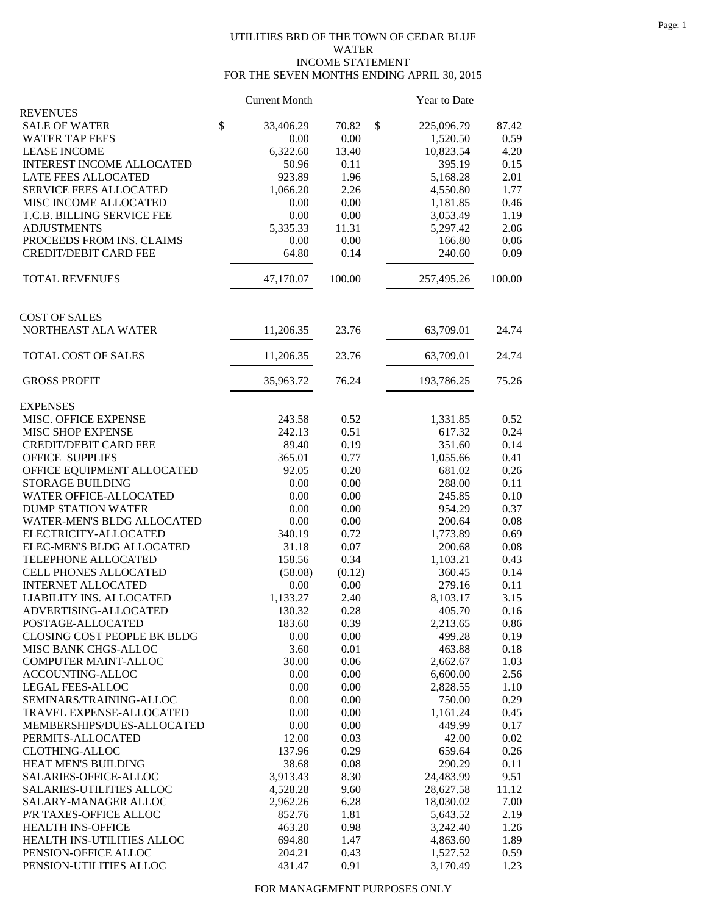UTILITIES BRD OF THE TOWN OF CEDAR BLUF
WATER
INCOME STATEMENT
FOR THE SEVEN MONTHS ENDING APRIL 30, 2015

| | Current Month | | Year to Date | |
|---|---|---|---|---|
| **REVENUES** | | | | |
| SALE OF WATER | $ 33,406.29 | 70.82 | $ 225,096.79 | 87.42 |
| WATER TAP FEES | 0.00 | 0.00 | 1,520.50 | 0.59 |
| LEASE INCOME | 6,322.60 | 13.40 | 10,823.54 | 4.20 |
| INTEREST INCOME ALLOCATED | 50.96 | 0.11 | 395.19 | 0.15 |
| LATE FEES ALLOCATED | 923.89 | 1.96 | 5,168.28 | 2.01 |
| SERVICE FEES ALLOCATED | 1,066.20 | 2.26 | 4,550.80 | 1.77 |
| MISC INCOME ALLOCATED | 0.00 | 0.00 | 1,181.85 | 0.46 |
| T.C.B. BILLING SERVICE FEE | 0.00 | 0.00 | 3,053.49 | 1.19 |
| ADJUSTMENTS | 5,335.33 | 11.31 | 5,297.42 | 2.06 |
| PROCEEDS FROM INS. CLAIMS | 0.00 | 0.00 | 166.80 | 0.06 |
| CREDIT/DEBIT CARD FEE | 64.80 | 0.14 | 240.60 | 0.09 |
| TOTAL REVENUES | 47,170.07 | 100.00 | 257,495.26 | 100.00 |
| **COST OF SALES** | | | | |
| NORTHEAST ALA WATER | 11,206.35 | 23.76 | 63,709.01 | 24.74 |
| TOTAL COST OF SALES | 11,206.35 | 23.76 | 63,709.01 | 24.74 |
| GROSS PROFIT | 35,963.72 | 76.24 | 193,786.25 | 75.26 |
| **EXPENSES** | | | | |
| MISC. OFFICE EXPENSE | 243.58 | 0.52 | 1,331.85 | 0.52 |
| MISC SHOP EXPENSE | 242.13 | 0.51 | 617.32 | 0.24 |
| CREDIT/DEBIT CARD FEE | 89.40 | 0.19 | 351.60 | 0.14 |
| OFFICE SUPPLIES | 365.01 | 0.77 | 1,055.66 | 0.41 |
| OFFICE EQUIPMENT ALLOCATED | 92.05 | 0.20 | 681.02 | 0.26 |
| STORAGE BUILDING | 0.00 | 0.00 | 288.00 | 0.11 |
| WATER OFFICE-ALLOCATED | 0.00 | 0.00 | 245.85 | 0.10 |
| DUMP STATION WATER | 0.00 | 0.00 | 954.29 | 0.37 |
| WATER-MEN'S BLDG ALLOCATED | 0.00 | 0.00 | 200.64 | 0.08 |
| ELECTRICITY-ALLOCATED | 340.19 | 0.72 | 1,773.89 | 0.69 |
| ELEC-MEN'S BLDG ALLOCATED | 31.18 | 0.07 | 200.68 | 0.08 |
| TELEPHONE ALLOCATED | 158.56 | 0.34 | 1,103.21 | 0.43 |
| CELL PHONES ALLOCATED | (58.08) | (0.12) | 360.45 | 0.14 |
| INTERNET ALLOCATED | 0.00 | 0.00 | 279.16 | 0.11 |
| LIABILITY INS. ALLOCATED | 1,133.27 | 2.40 | 8,103.17 | 3.15 |
| ADVERTISING-ALLOCATED | 130.32 | 0.28 | 405.70 | 0.16 |
| POSTAGE-ALLOCATED | 183.60 | 0.39 | 2,213.65 | 0.86 |
| CLOSING COST PEOPLE BK BLDG | 0.00 | 0.00 | 499.28 | 0.19 |
| MISC BANK CHGS-ALLOC | 3.60 | 0.01 | 463.88 | 0.18 |
| COMPUTER MAINT-ALLOC | 30.00 | 0.06 | 2,662.67 | 1.03 |
| ACCOUNTING-ALLOC | 0.00 | 0.00 | 6,600.00 | 2.56 |
| LEGAL FEES-ALLOC | 0.00 | 0.00 | 2,828.55 | 1.10 |
| SEMINARS/TRAINING-ALLOC | 0.00 | 0.00 | 750.00 | 0.29 |
| TRAVEL EXPENSE-ALLOCATED | 0.00 | 0.00 | 1,161.24 | 0.45 |
| MEMBERSHIPS/DUES-ALLOCATED | 0.00 | 0.00 | 449.99 | 0.17 |
| PERMITS-ALLOCATED | 12.00 | 0.03 | 42.00 | 0.02 |
| CLOTHING-ALLOC | 137.96 | 0.29 | 659.64 | 0.26 |
| HEAT MEN'S BUILDING | 38.68 | 0.08 | 290.29 | 0.11 |
| SALARIES-OFFICE-ALLOC | 3,913.43 | 8.30 | 24,483.99 | 9.51 |
| SALARIES-UTILITIES ALLOC | 4,528.28 | 9.60 | 28,627.58 | 11.12 |
| SALARY-MANAGER ALLOC | 2,962.26 | 6.28 | 18,030.02 | 7.00 |
| P/R TAXES-OFFICE ALLOC | 852.76 | 1.81 | 5,643.52 | 2.19 |
| HEALTH INS-OFFICE | 463.20 | 0.98 | 3,242.40 | 1.26 |
| HEALTH INS-UTILITIES ALLOC | 694.80 | 1.47 | 4,863.60 | 1.89 |
| PENSION-OFFICE ALLOC | 204.21 | 0.43 | 1,527.52 | 0.59 |
| PENSION-UTILITIES ALLOC | 431.47 | 0.91 | 3,170.49 | 1.23 |

FOR MANAGEMENT PURPOSES ONLY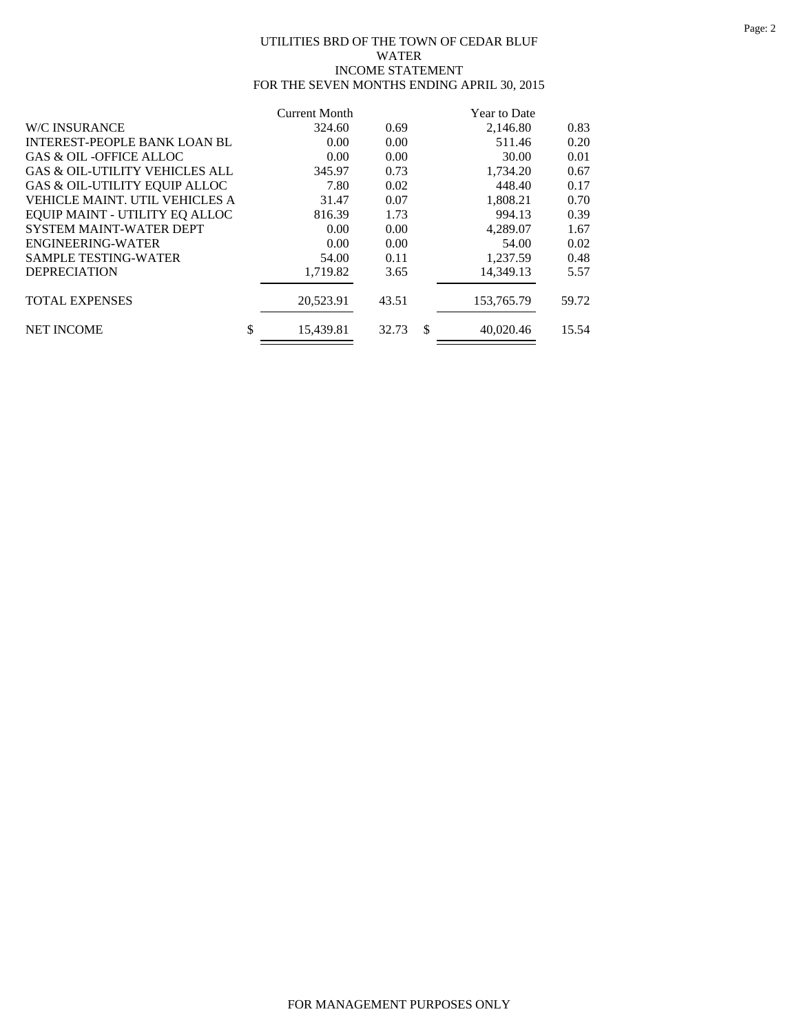UTILITIES BRD OF THE TOWN OF CEDAR BLUF
WATER
INCOME STATEMENT
FOR THE SEVEN MONTHS ENDING APRIL 30, 2015

| | Current Month | | Year to Date | |
|---|---|---|---|---|
| W/C INSURANCE | 324.60 | 0.69 | 2,146.80 | 0.83 |
| INTEREST-PEOPLE BANK LOAN BL | 0.00 | 0.00 | 511.46 | 0.20 |
| GAS & OIL -OFFICE ALLOC | 0.00 | 0.00 | 30.00 | 0.01 |
| GAS & OIL-UTILITY VEHICLES ALL | 345.97 | 0.73 | 1,734.20 | 0.67 |
| GAS & OIL-UTILITY EQUIP ALLOC | 7.80 | 0.02 | 448.40 | 0.17 |
| VEHICLE MAINT. UTIL VEHICLES A | 31.47 | 0.07 | 1,808.21 | 0.70 |
| EQUIP MAINT - UTILITY EQ ALLOC | 816.39 | 1.73 | 994.13 | 0.39 |
| SYSTEM MAINT-WATER DEPT | 0.00 | 0.00 | 4,289.07 | 1.67 |
| ENGINEERING-WATER | 0.00 | 0.00 | 54.00 | 0.02 |
| SAMPLE TESTING-WATER | 54.00 | 0.11 | 1,237.59 | 0.48 |
| DEPRECIATION | 1,719.82 | 3.65 | 14,349.13 | 5.57 |
| TOTAL EXPENSES | 20,523.91 | 43.51 | 153,765.79 | 59.72 |
| NET INCOME | $ 15,439.81 | 32.73 | $ 40,020.46 | 15.54 |

FOR MANAGEMENT PURPOSES ONLY